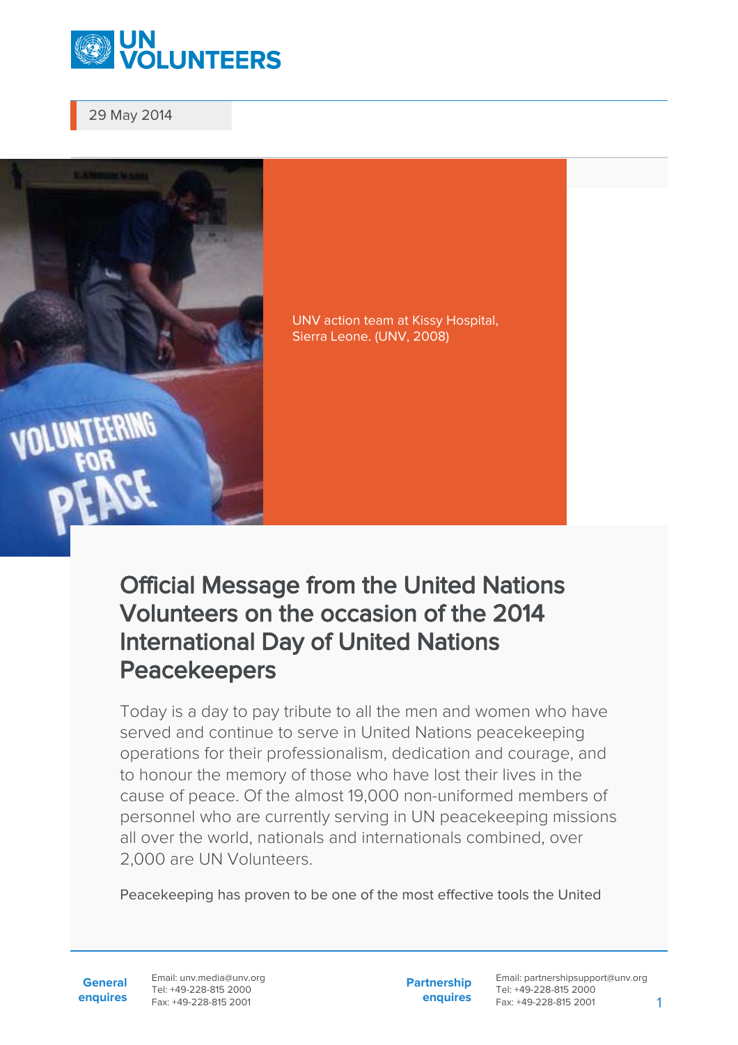29 May 2014

UNV action team at Kissy Hospital, Sierra Leone. (UNV, 2008)

# Official Message from the United Nations Volunteers on the occasion of the 2014 International Day of United Nations Peacekeepers

Today is a day to pay tribute to all the men and women who have served and continue to serve in United Nations peacekeeping operations for their professionalism, dedication and courage, and to honour the memory of those who have lost their lives in the cause of peace. Of the almost 19,000 non-uniformed members of personnel who are currently serving in UN peacekeeping missions all over the world, nationals and internationals combined, over 2,000 are UN Volunteers.

Peacekeeping has proven to be one of the most effective tools the United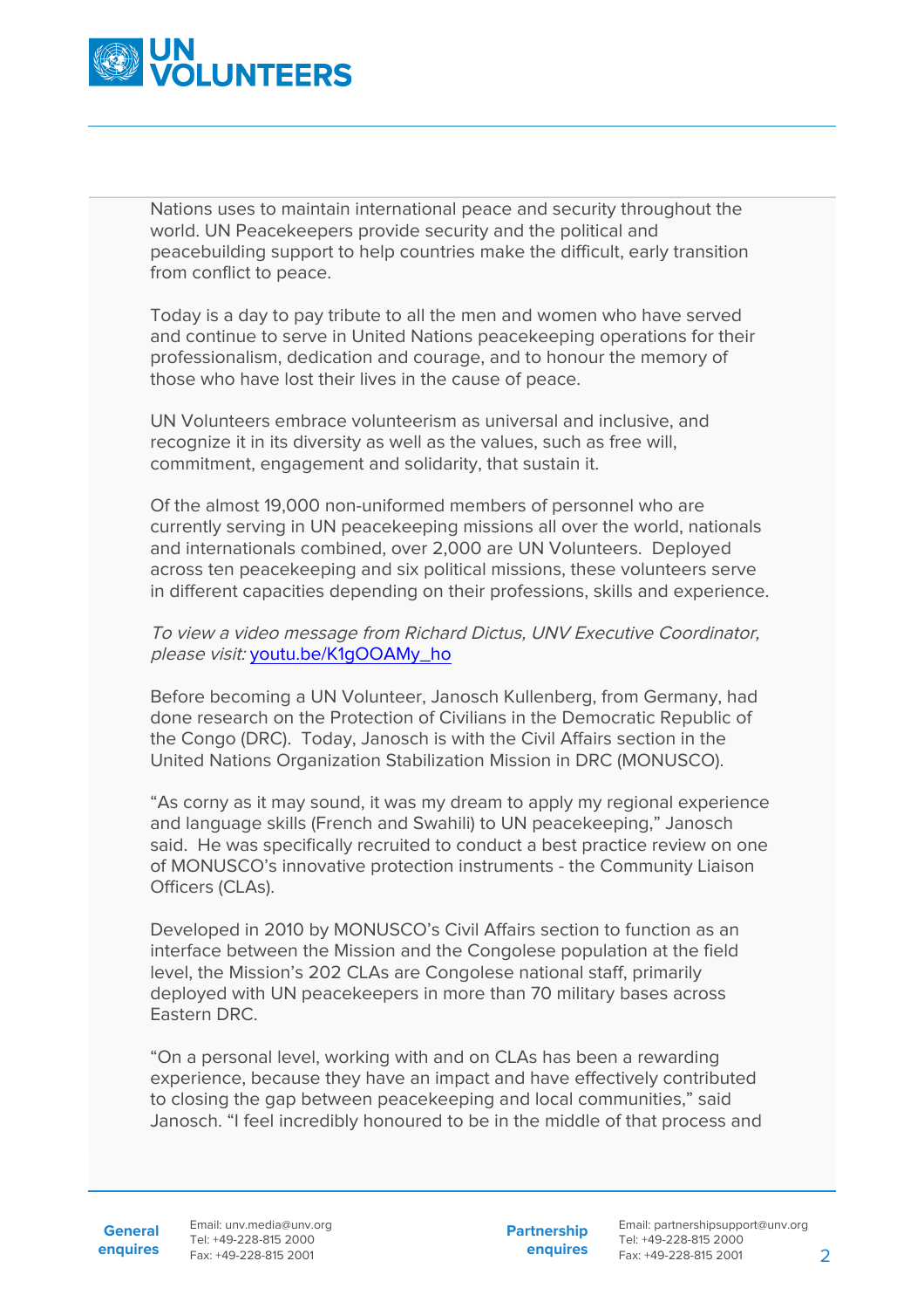Nations uses to maintain international peace and security throughout the world. UN Peacekeepers provide security and the political and peacebuilding support to help countries make the difficult, early transition from conflict to peace.

Today is a day to pay tribute to all the men and women who have served and continue to serve in United Nations peacekeeping operations for their professionalism, dedication and courage, and to honour the memory of those who have lost their lives in the cause of peace.

UN Volunteers embrace volunteerism as universal and inclusive, and recognize it in its diversity as well as the values, such as free will, commitment, engagement and solidarity, that sustain it.

Of the almost 19,000 non-uniformed members of personnel who are currently serving in UN peacekeeping missions all over the world, nationals and internationals combined, over 2,000 are UN Volunteers. Deployed across ten peacekeeping and six political missions, these volunteers serve in different capacities depending on their professions, skills and experience.

*To view a video message from Richard Dictus, UNV Executive Coordinator, please visit:* [youtu.be/K1gOOAMy_ho](https://youtu.be/K1gOOAMy_ho)

Before becoming a UN Volunteer, Janosch Kullenberg, from Germany, had done research on the Protection of Civilians in the Democratic Republic of the Congo (DRC). Today, Janosch is with the Civil Affairs section in the United Nations Organization Stabilization Mission in DRC (MONUSCO).

"As corny as it may sound, it was my dream to apply my regional experience and language skills (French and Swahili) to UN peacekeeping," Janosch said. He was specifically recruited to conduct a best practice review on one of MONUSCO's innovative protection instruments - the Community Liaison Officers (CLAs).

Developed in 2010 by MONUSCO's Civil Affairs section to function as an interface between the Mission and the Congolese population at the field level, the Mission's 202 CLAs are Congolese national staff, primarily deployed with UN peacekeepers in more than 70 military bases across Eastern DRC.

"On a personal level, working with and on CLAs has been a rewarding experience, because they have an impact and have effectively contributed to closing the gap between peacekeeping and local communities," said Janosch. "I feel incredibly honoured to be in the middle of that process and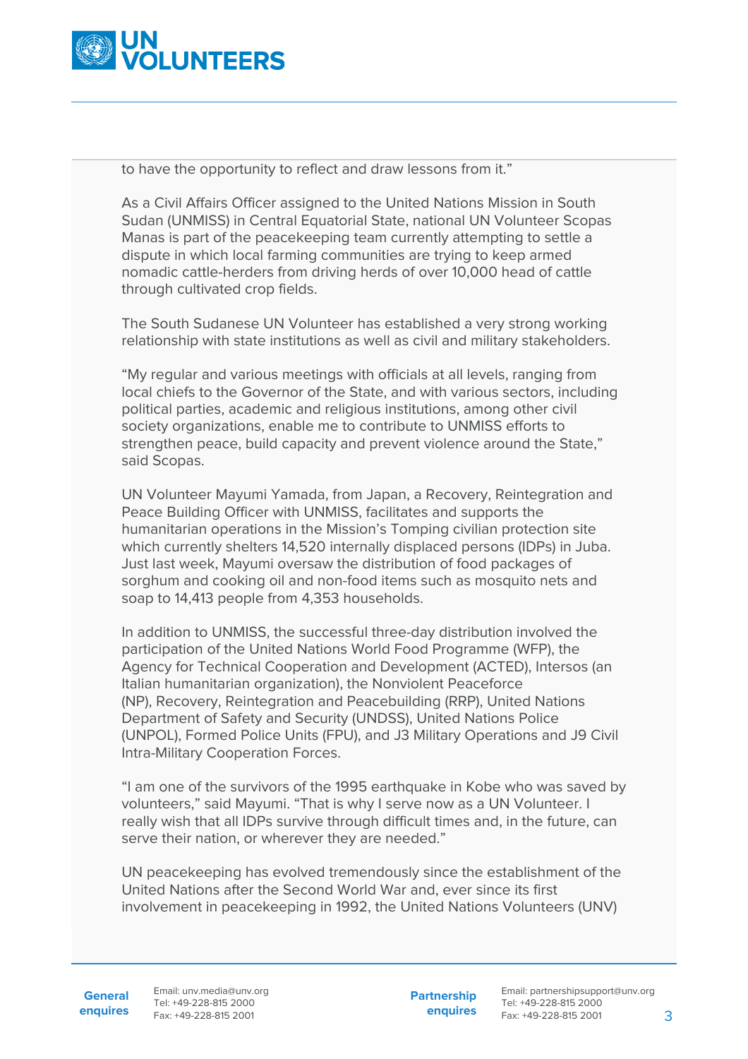to have the opportunity to reflect and draw lessons from it."

As a Civil Affairs Officer assigned to the United Nations Mission in South Sudan (UNMISS) in Central Equatorial State, national UN Volunteer Scopas Manas is part of the peacekeeping team currently attempting to settle a dispute in which local farming communities are trying to keep armed nomadic cattle-herders from driving herds of over 10,000 head of cattle through cultivated crop fields.

The South Sudanese UN Volunteer has established a very strong working relationship with state institutions as well as civil and military stakeholders.

"My regular and various meetings with officials at all levels, ranging from local chiefs to the Governor of the State, and with various sectors, including political parties, academic and religious institutions, among other civil society organizations, enable me to contribute to UNMISS efforts to strengthen peace, build capacity and prevent violence around the State," said Scopas.

UN Volunteer Mayumi Yamada, from Japan, a Recovery, Reintegration and Peace Building Officer with UNMISS, facilitates and supports the humanitarian operations in the Mission's Tomping civilian protection site which currently shelters 14,520 internally displaced persons (IDPs) in Juba. Just last week, Mayumi oversaw the distribution of food packages of sorghum and cooking oil and non-food items such as mosquito nets and soap to 14,413 people from 4,353 households.

In addition to UNMISS, the successful three-day distribution involved the participation of the United Nations World Food Programme (WFP), the Agency for Technical Cooperation and Development (ACTED), Intersos (an Italian humanitarian organization), the Nonviolent Peaceforce (NP), Recovery, Reintegration and Peacebuilding (RRP), United Nations Department of Safety and Security (UNDSS), United Nations Police (UNPOL), Formed Police Units (FPU), and J3 Military Operations and J9 Civil Intra-Military Cooperation Forces.

"I am one of the survivors of the 1995 earthquake in Kobe who was saved by volunteers," said Mayumi. "That is why I serve now as a UN Volunteer. I really wish that all IDPs survive through difficult times and, in the future, can serve their nation, or wherever they are needed."

UN peacekeeping has evolved tremendously since the establishment of the United Nations after the Second World War and, ever since its first involvement in peacekeeping in 1992, the United Nations Volunteers (UNV)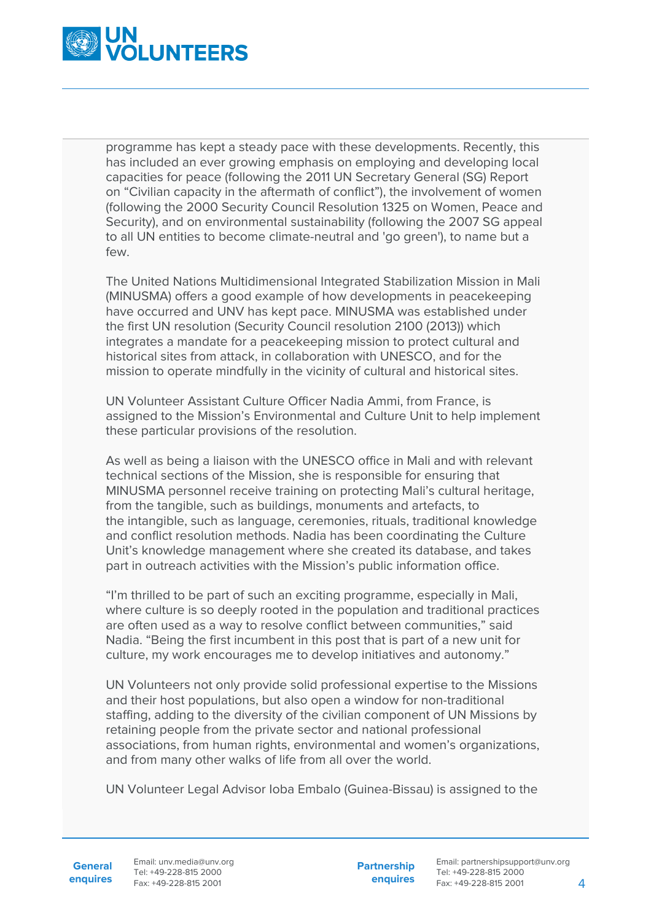programme has kept a steady pace with these developments. Recently, this has included an ever growing emphasis on employing and developing local capacities for peace (following the 2011 UN Secretary General (SG) Report on "Civilian capacity in the aftermath of conflict"), the involvement of women (following the 2000 Security Council Resolution 1325 on Women, Peace and Security), and on environmental sustainability (following the 2007 SG appeal to all UN entities to become climate-neutral and 'go green'), to name but a few.

The United Nations Multidimensional Integrated Stabilization Mission in Mali (MINUSMA) offers a good example of how developments in peacekeeping have occurred and UNV has kept pace. MINUSMA was established under the first UN resolution (Security Council resolution 2100 (2013)) which integrates a mandate for a peacekeeping mission to protect cultural and historical sites from attack, in collaboration with UNESCO, and for the mission to operate mindfully in the vicinity of cultural and historical sites.

UN Volunteer Assistant Culture Officer Nadia Ammi, from France, is assigned to the Mission's Environmental and Culture Unit to help implement these particular provisions of the resolution.

As well as being a liaison with the UNESCO office in Mali and with relevant technical sections of the Mission, she is responsible for ensuring that MINUSMA personnel receive training on protecting Mali's cultural heritage, from the tangible, such as buildings, monuments and artefacts, to the intangible, such as language, ceremonies, rituals, traditional knowledge and conflict resolution methods. Nadia has been coordinating the Culture Unit's knowledge management where she created its database, and takes part in outreach activities with the Mission's public information office.

"I'm thrilled to be part of such an exciting programme, especially in Mali, where culture is so deeply rooted in the population and traditional practices are often used as a way to resolve conflict between communities," said Nadia. "Being the first incumbent in this post that is part of a new unit for culture, my work encourages me to develop initiatives and autonomy."

UN Volunteers not only provide solid professional expertise to the Missions and their host populations, but also open a window for non-traditional staffing, adding to the diversity of the civilian component of UN Missions by retaining people from the private sector and national professional associations, from human rights, environmental and women's organizations, and from many other walks of life from all over the world.

UN Volunteer Legal Advisor Ioba Embalo (Guinea-Bissau) is assigned to the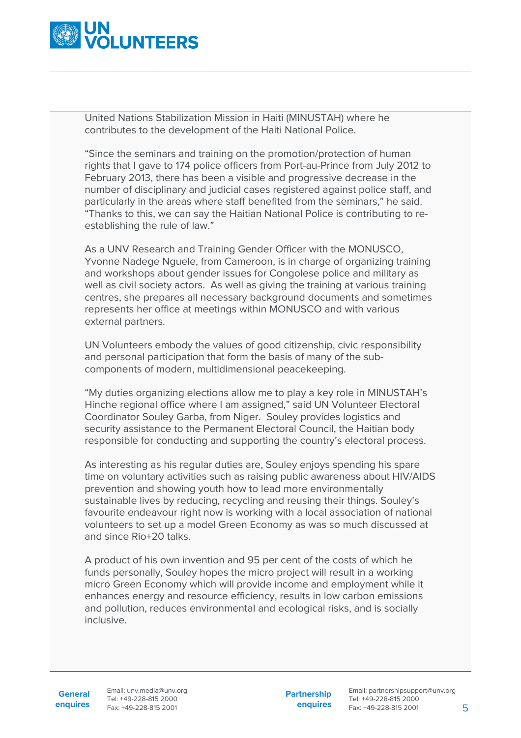United Nations Stabilization Mission in Haiti (MINUSTAH) where he contributes to the development of the Haiti National Police.

"Since the seminars and training on the promotion/protection of human rights that I gave to 174 police officers from Port-au-Prince from July 2012 to February 2013, there has been a visible and progressive decrease in the number of disciplinary and judicial cases registered against police staff, and particularly in the areas where staff benefited from the seminars," he said. "Thanks to this, we can say the Haitian National Police is contributing to re-establishing the rule of law."

As a UNV Research and Training Gender Officer with the MONUSCO, Yvonne Nadege Nguele, from Cameroon, is in charge of organizing training and workshops about gender issues for Congolese police and military as well as civil society actors. As well as giving the training at various training centres, she prepares all necessary background documents and sometimes represents her office at meetings within MONUSCO and with various external partners.

UN Volunteers embody the values of good citizenship, civic responsibility and personal participation that form the basis of many of the sub-components of modern, multidimensional peacekeeping.

"My duties organizing elections allow me to play a key role in MINUSTAH's Hinche regional office where I am assigned," said UN Volunteer Electoral Coordinator Souley Garba, from Niger. Souley provides logistics and security assistance to the Permanent Electoral Council, the Haitian body responsible for conducting and supporting the country's electoral process.

As interesting as his regular duties are, Souley enjoys spending his spare time on voluntary activities such as raising public awareness about HIV/AIDS prevention and showing youth how to lead more environmentally sustainable lives by reducing, recycling and reusing their things. Souley's favourite endeavour right now is working with a local association of national volunteers to set up a model Green Economy as was so much discussed at and since Rio+20 talks.

A product of his own invention and 95 per cent of the costs of which he funds personally, Souley hopes the micro project will result in a working micro Green Economy which will provide income and employment while it enhances energy and resource efficiency, results in low carbon emissions and pollution, reduces environmental and ecological risks, and is socially inclusive.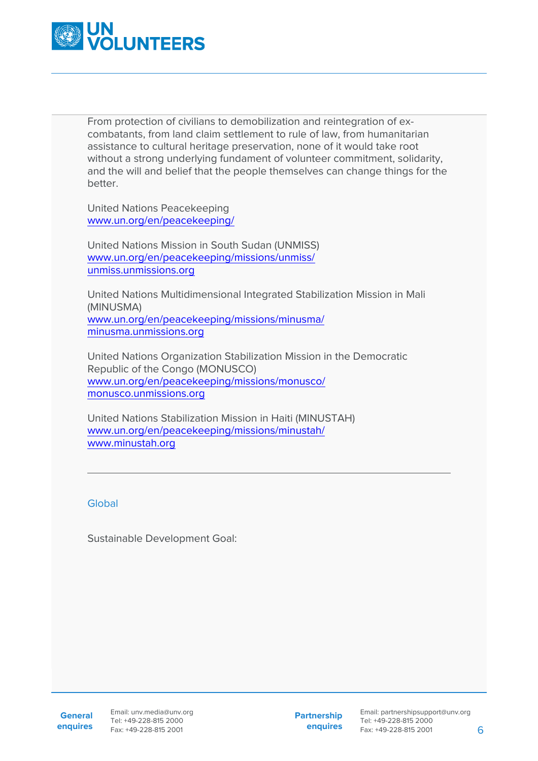From protection of civilians to demobilization and reintegration of ex-combatants, from land claim settlement to rule of law, from humanitarian assistance to cultural heritage preservation, none of it would take root without a strong underlying fundament of volunteer commitment, solidarity, and the will and belief that the people themselves can change things for the better.

United Nations Peacekeeping
www.un.org/en/peacekeeping/

United Nations Mission in South Sudan (UNMISS)
www.un.org/en/peacekeeping/missions/unmiss/
unmiss.unmissions.org

United Nations Multidimensional Integrated Stabilization Mission in Mali (MINUSMA)
www.un.org/en/peacekeeping/missions/minusma/
minusma.unmissions.org

United Nations Organization Stabilization Mission in the Democratic Republic of the Congo (MONUSCO)
www.un.org/en/peacekeeping/missions/monusco/
monusco.unmissions.org

United Nations Stabilization Mission in Haiti (MINUSTAH)
www.un.org/en/peacekeeping/missions/minustah/
www.minustah.org

---

Global

Sustainable Development Goal:

**General enquires**
Email: unv.media@unv.org
Tel: +49-228-815 2000
Fax: +49-228-815 2001

**Partnership enquires**
Email: partnershipsupport@unv.org
Tel: +49-228-815 2000
Fax: +49-228-815 2001